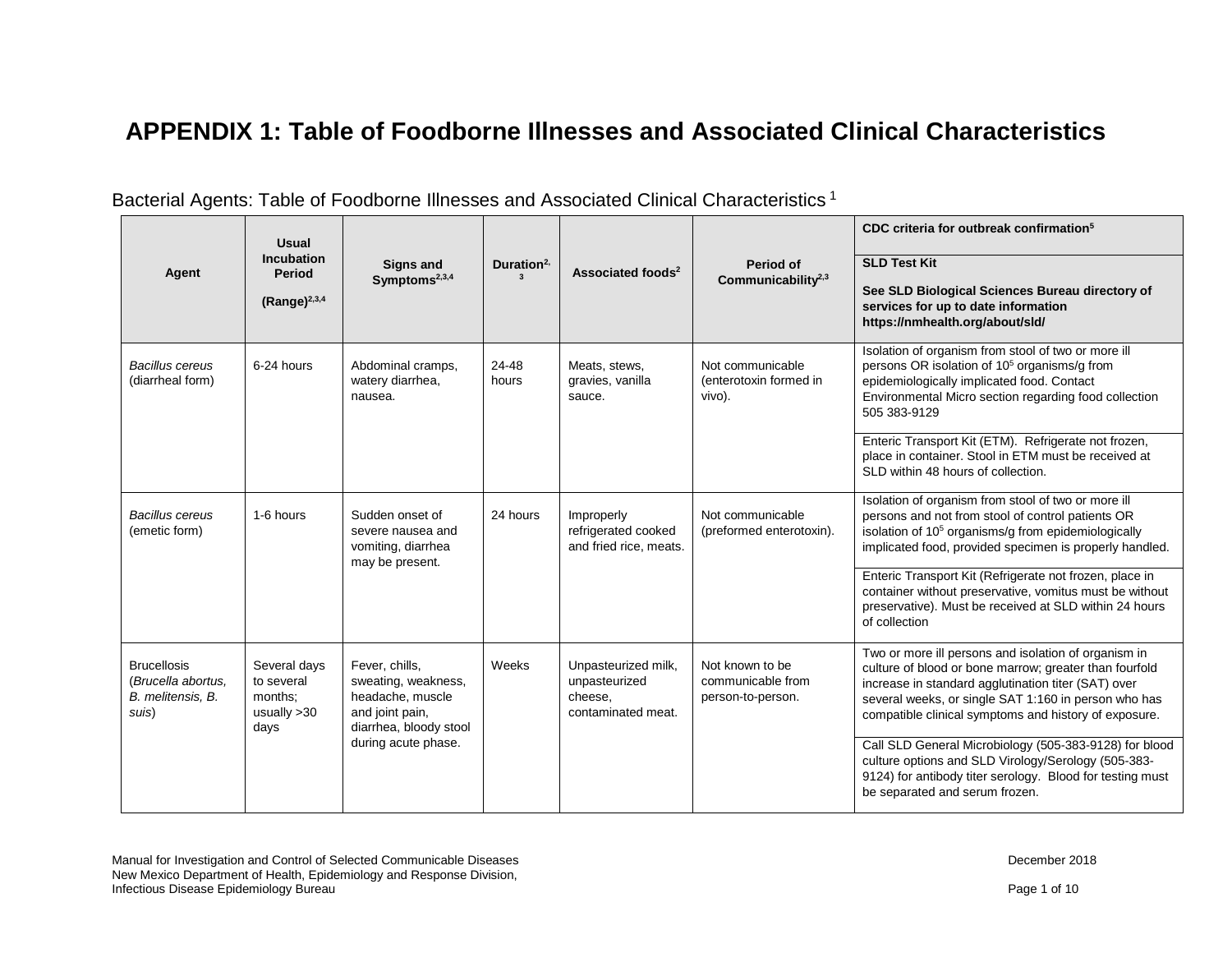# APPENDIX 1: Table of Foodborne Illnesses and Associated Clinical Characteristics

Bacterial Agents: Table of Foodborne Illnesses and Associated Clinical Characteristics [1]

| Agent | Usual Incubation Period (Range)[2,3,4] | Signs and Symptoms[2,3,4] | Duration[2,3] | Associated foods[2] | Period of Communicability[2,3] | CDC criteria for outbreak confirmation[5] / SLD Test Kit — See SLD Biological Sciences Bureau directory of services for up to date information https://nmhealth.org/about/sld/ |
|---|---|---|---|---|---|---|
| *Bacillus cereus* (diarrheal form) | 6-24 hours | Abdominal cramps, watery diarrhea, nausea. | 24-48 hours | Meats, stews, gravies, vanilla sauce. | Not communicable (enterotoxin formed in vivo). | Isolation of organism from stool of two or more ill persons OR isolation of $10^5$ organisms/g from epidemiologically implicated food. Contact Environmental Micro section regarding food collection 505 383-9129 |
| | | | | | | Enteric Transport Kit (ETM). Refrigerate not frozen, place in container. Stool in ETM must be received at SLD within 48 hours of collection. |
| *Bacillus cereus* (emetic form) | 1-6 hours | Sudden onset of severe nausea and vomiting, diarrhea may be present. | 24 hours | Improperly refrigerated cooked and fried rice, meats. | Not communicable (preformed enterotoxin). | Isolation of organism from stool of two or more ill persons and not from stool of control patients OR isolation of $10^5$ organisms/g from epidemiologically implicated food, provided specimen is properly handled. |
| | | | | | | Enteric Transport Kit (Refrigerate not frozen, place in container without preservative, vomitus must be without preservative). Must be received at SLD within 24 hours of collection |
| Brucellosis (*Brucella abortus, B. melitensis, B. suis*) | Several days to several months; usually >30 days | Fever, chills, sweating, weakness, headache, muscle and joint pain, diarrhea, bloody stool during acute phase. | Weeks | Unpasteurized milk, unpasteurized cheese, contaminated meat. | Not known to be communicable from person-to-person. | Two or more ill persons and isolation of organism in culture of blood or bone marrow; greater than fourfold increase in standard agglutination titer (SAT) over several weeks, or single SAT 1:160 in person who has compatible clinical symptoms and history of exposure. |
| | | | | | | Call SLD General Microbiology (505-383-9128) for blood culture options and SLD Virology/Serology (505-383-9124) for antibody titer serology. Blood for testing must be separated and serum frozen. |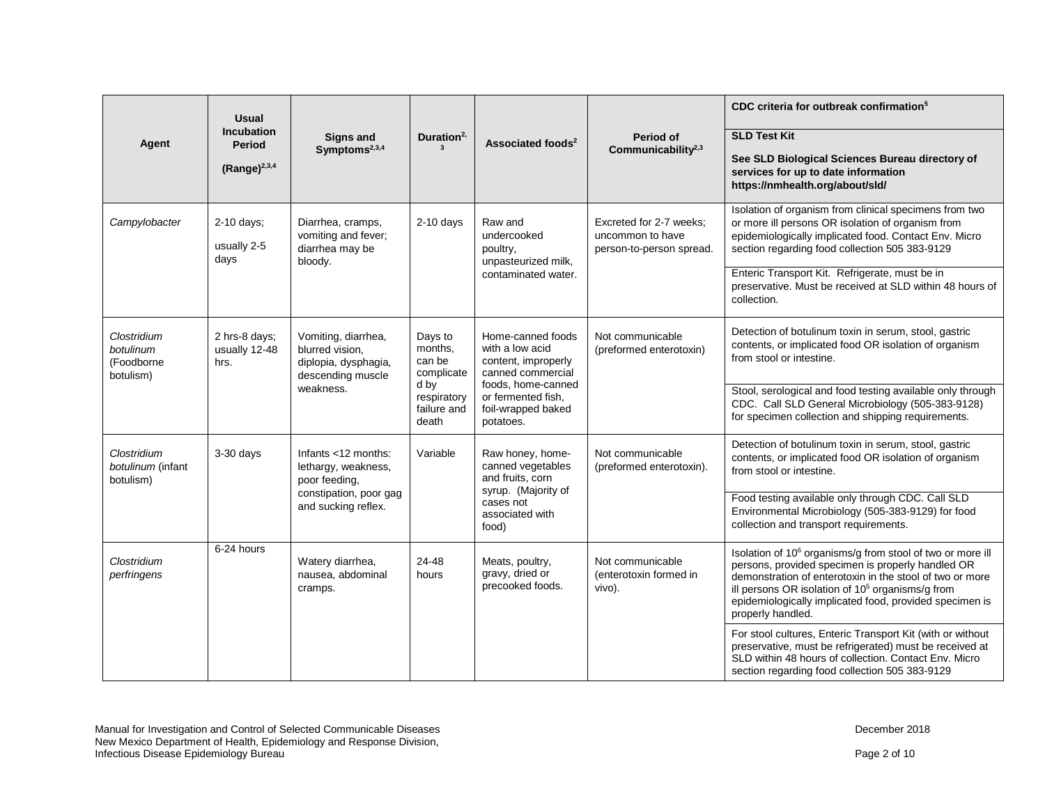| Agent | Usual Incubation Period (Range)[2,3,4] | Signs and Symptoms[2,3,4] | Duration[2,3] | Associated foods[2] | Period of Communicability[2,3] | CDC criteria for outbreak confirmation[5] / SLD Test Kit — See SLD Biological Sciences Bureau directory of services for up to date information https://nmhealth.org/about/sld/ |
|---|---|---|---|---|---|---|
| *Campylobacter* | 2-10 days; usually 2-5 days | Diarrhea, cramps, vomiting and fever; diarrhea may be bloody. | 2-10 days | Raw and undercooked poultry, unpasteurized milk, contaminated water. | Excreted for 2-7 weeks; uncommon to have person-to-person spread. | Isolation of organism from clinical specimens from two or more ill persons OR isolation of organism from epidemiologically implicated food. Contact Env. Micro section regarding food collection 505 383-9129 |
| | | | | | | Enteric Transport Kit. Refrigerate, must be in preservative. Must be received at SLD within 48 hours of collection. |
| *Clostridium botulinum* (Foodborne botulism) | 2 hrs-8 days; usually 12-48 hrs. | Vomiting, diarrhea, blurred vision, diplopia, dysphagia, descending muscle weakness. | Days to months, can be complicated by respiratory failure and death | Home-canned foods with a low acid content, improperly canned commercial foods, home-canned or fermented fish, foil-wrapped baked potatoes. | Not communicable (preformed enterotoxin) | Detection of botulinum toxin in serum, stool, gastric contents, or implicated food OR isolation of organism from stool or intestine. |
| | | | | | | Stool, serological and food testing available only through CDC. Call SLD General Microbiology (505-383-9128) for specimen collection and shipping requirements. |
| *Clostridium botulinum* (infant botulism) | 3-30 days | Infants <12 months: lethargy, weakness, poor feeding, constipation, poor gag and sucking reflex. | Variable | Raw honey, home-canned vegetables and fruits, corn syrup. (Majority of cases not associated with food) | Not communicable (preformed enterotoxin). | Detection of botulinum toxin in serum, stool, gastric contents, or implicated food OR isolation of organism from stool or intestine. |
| | | | | | | Food testing available only through CDC. Call SLD Environmental Microbiology (505-383-9129) for food collection and transport requirements. |
| *Clostridium perfringens* | 6-24 hours | Watery diarrhea, nausea, abdominal cramps. | 24-48 hours | Meats, poultry, gravy, dried or precooked foods. | Not communicable (enterotoxin formed in vivo). | Isolation of $10^6$ organisms/g from stool of two or more ill persons, provided specimen is properly handled OR demonstration of enterotoxin in the stool of two or more ill persons OR isolation of $10^5$ organisms/g from epidemiologically implicated food, provided specimen is properly handled. |
| | | | | | | For stool cultures, Enteric Transport Kit (with or without preservative, must be refrigerated) must be received at SLD within 48 hours of collection. Contact Env. Micro section regarding food collection 505 383-9129 |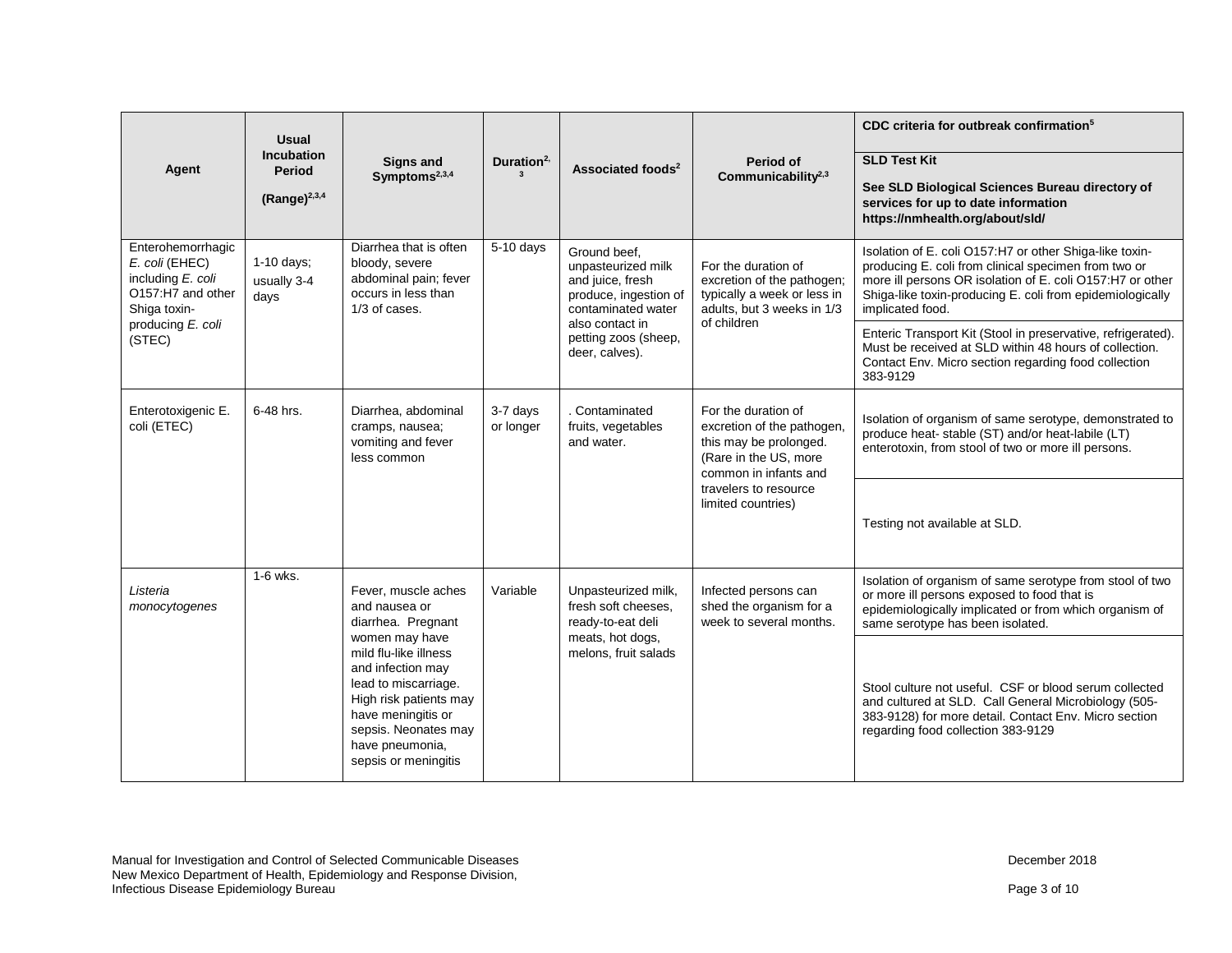| Agent | Usual Incubation Period (Range)[2,3,4] | Signs and Symptoms[2,3,4] | Duration[2,3] | Associated foods[2] | Period of Communicability[2,3] | CDC criteria for outbreak confirmation[5] / SLD Test Kit — See SLD Biological Sciences Bureau directory of services for up to date information https://nmhealth.org/about/sld/ |
|---|---|---|---|---|---|---|
| Enterohemorrhagic *E. coli* (EHEC) including *E. coli* O157:H7 and other Shiga toxin-producing *E. coli* (STEC) | 1-10 days; usually 3-4 days | Diarrhea that is often bloody, severe abdominal pain; fever occurs in less than 1/3 of cases. | 5-10 days | Ground beef, unpasteurized milk and juice, fresh produce, ingestion of contaminated water also contact in petting zoos (sheep, deer, calves). | For the duration of excretion of the pathogen; typically a week or less in adults, but 3 weeks in 1/3 of children | Isolation of E. coli O157:H7 or other Shiga-like toxin-producing E. coli from clinical specimen from two or more ill persons OR isolation of E. coli O157:H7 or other Shiga-like toxin-producing E. coli from epidemiologically implicated food. |
| | | | | | | Enteric Transport Kit (Stool in preservative, refrigerated). Must be received at SLD within 48 hours of collection. Contact Env. Micro section regarding food collection 383-9129 |
| Enterotoxigenic E. coli (ETEC) | 6-48 hrs. | Diarrhea, abdominal cramps, nausea; vomiting and fever less common | 3-7 days or longer | . Contaminated fruits, vegetables and water. | For the duration of excretion of the pathogen, this may be prolonged. (Rare in the US, more common in infants and travelers to resource limited countries) | Isolation of organism of same serotype, demonstrated to produce heat- stable (ST) and/or heat-labile (LT) enterotoxin, from stool of two or more ill persons. |
| | | | | | | Testing not available at SLD. |
| *Listeria monocytogenes* | 1-6 wks. | Fever, muscle aches and nausea or diarrhea. Pregnant women may have mild flu-like illness and infection may lead to miscarriage. High risk patients may have meningitis or sepsis. Neonates may have pneumonia, sepsis or meningitis | Variable | Unpasteurized milk, fresh soft cheeses, ready-to-eat deli meats, hot dogs, melons, fruit salads | Infected persons can shed the organism for a week to several months. | Isolation of organism of same serotype from stool of two or more ill persons exposed to food that is epidemiologically implicated or from which organism of same serotype has been isolated. |
| | | | | | | Stool culture not useful. CSF or blood serum collected and cultured at SLD. Call General Microbiology (505-383-9128) for more detail. Contact Env. Micro section regarding food collection 383-9129 |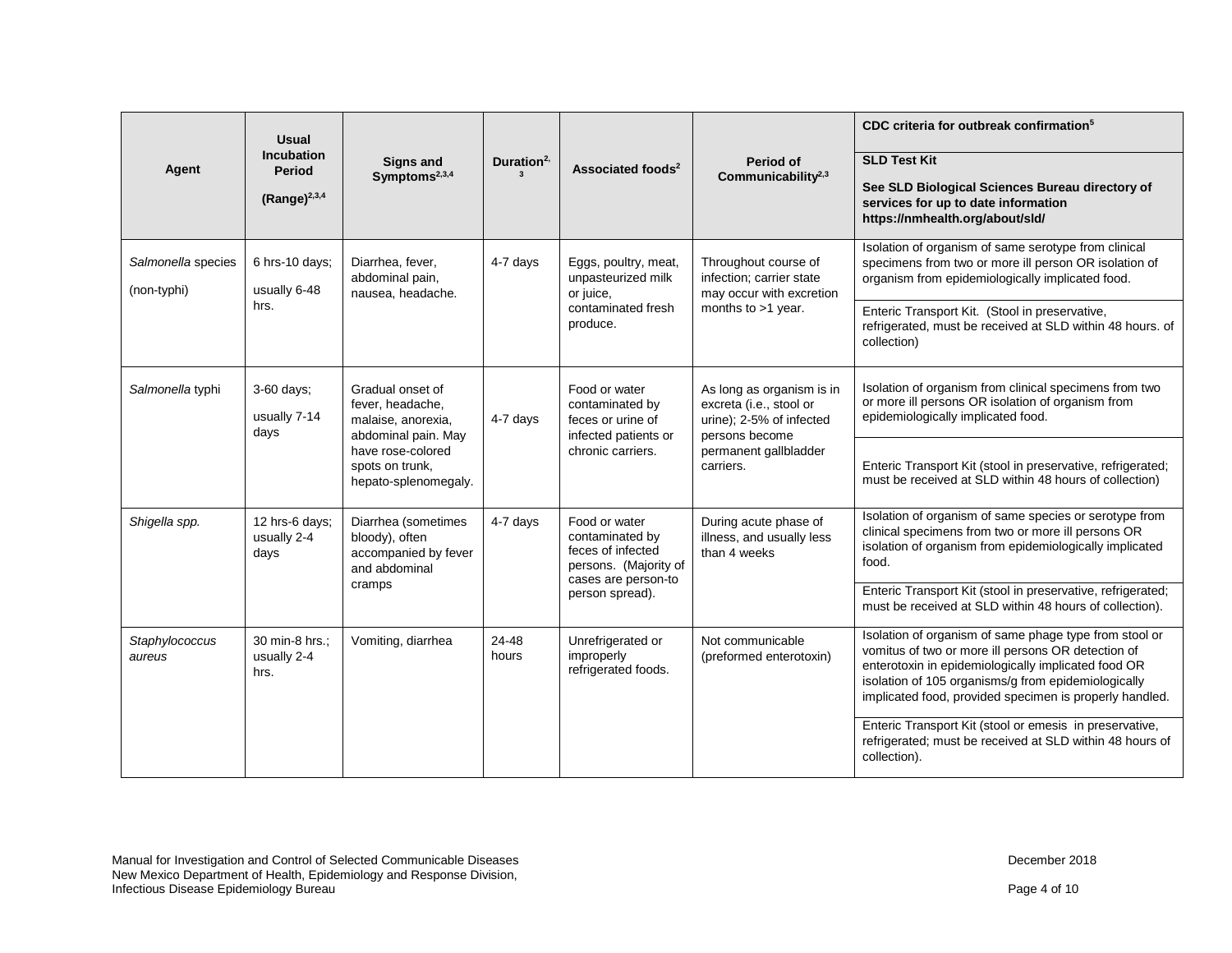| Agent | Usual Incubation Period (Range)[2,3,4] | Signs and Symptoms[2,3,4] | Duration[2,3] | Associated foods[2] | Period of Communicability[2,3] | CDC criteria for outbreak confirmation[5] / SLD Test Kit — See SLD Biological Sciences Bureau directory of services for up to date information https://nmhealth.org/about/sld/ |
|---|---|---|---|---|---|---|
| *Salmonella* species (non-typhi) | 6 hrs-10 days; usually 6-48 hrs. | Diarrhea, fever, abdominal pain, nausea, headache. | 4-7 days | Eggs, poultry, meat, unpasteurized milk or juice, contaminated fresh produce. | Throughout course of infection; carrier state may occur with excretion months to >1 year. | Isolation of organism of same serotype from clinical specimens from two or more ill person OR isolation of organism from epidemiologically implicated food. <br><br> Enteric Transport Kit. (Stool in preservative, refrigerated, must be received at SLD within 48 hours. of collection) |
| *Salmonella* typhi | 3-60 days; usually 7-14 days | Gradual onset of fever, headache, malaise, anorexia, abdominal pain. May have rose-colored spots on trunk, hepato-splenomegaly. | 4-7 days | Food or water contaminated by feces or urine of infected patients or chronic carriers. | As long as organism is in excreta (i.e., stool or urine); 2-5% of infected persons become permanent gallbladder carriers. | Isolation of organism from clinical specimens from two or more ill persons OR isolation of organism from epidemiologically implicated food. <br><br> Enteric Transport Kit (stool in preservative, refrigerated; must be received at SLD within 48 hours of collection) |
| *Shigella spp.* | 12 hrs-6 days; usually 2-4 days | Diarrhea (sometimes bloody), often accompanied by fever and abdominal cramps | 4-7 days | Food or water contaminated by feces of infected persons. (Majority of cases are person-to person spread). | During acute phase of illness, and usually less than 4 weeks | Isolation of organism of same species or serotype from clinical specimens from two or more ill persons OR isolation of organism from epidemiologically implicated food. <br><br> Enteric Transport Kit (stool in preservative, refrigerated; must be received at SLD within 48 hours of collection). |
| *Staphylococcus aureus* | 30 min-8 hrs.; usually 2-4 hrs. | Vomiting, diarrhea | 24-48 hours | Unrefrigerated or improperly refrigerated foods. | Not communicable (preformed enterotoxin) | Isolation of organism of same phage type from stool or vomitus of two or more ill persons OR detection of enterotoxin in epidemiologically implicated food OR isolation of 105 organisms/g from epidemiologically implicated food, provided specimen is properly handled. <br><br> Enteric Transport Kit (stool or emesis in preservative, refrigerated; must be received at SLD within 48 hours of collection). |

Manual for Investigation and Control of Selected Communicable Diseases
New Mexico Department of Health, Epidemiology and Response Division,
Infectious Disease Epidemiology Bureau

December 2018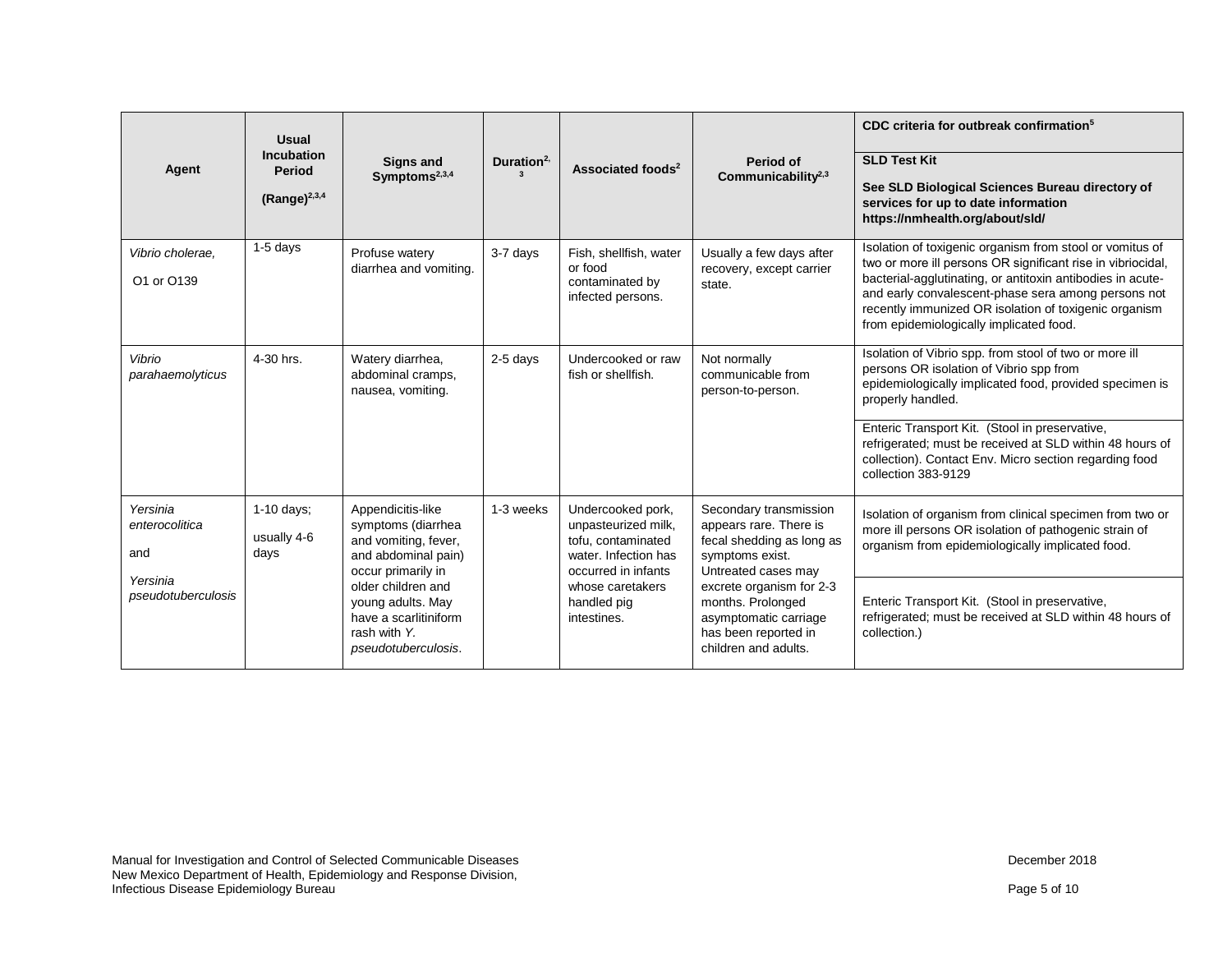| Agent | Usual Incubation Period (Range)[2,3,4] | Signs and Symptoms[2,3,4] | Duration[2,3] | Associated foods[2] | Period of Communicability[2,3] | CDC criteria for outbreak confirmation[5] / SLD Test Kit: See SLD Biological Sciences Bureau directory of services for up to date information https://nmhealth.org/about/sld/ |
|---|---|---|---|---|---|---|
| *Vibrio cholerae,* O1 or O139 | 1-5 days | Profuse watery diarrhea and vomiting. | 3-7 days | Fish, shellfish, water or food contaminated by infected persons. | Usually a few days after recovery, except carrier state. | Isolation of toxigenic organism from stool or vomitus of two or more ill persons OR significant rise in vibriocidal, bacterial-agglutinating, or antitoxin antibodies in acute- and early convalescent-phase sera among persons not recently immunized OR isolation of toxigenic organism from epidemiologically implicated food. |
| *Vibrio parahaemolyticus* | 4-30 hrs. | Watery diarrhea, abdominal cramps, nausea, vomiting. | 2-5 days | Undercooked or raw fish or shellfish. | Not normally communicable from person-to-person. | Isolation of Vibrio spp. from stool of two or more ill persons OR isolation of Vibrio spp from epidemiologically implicated food, provided specimen is properly handled. |
| | | | | | | Enteric Transport Kit. (Stool in preservative, refrigerated; must be received at SLD within 48 hours of collection). Contact Env. Micro section regarding food collection 383-9129 |
| *Yersinia enterocolitica* and *Yersinia pseudotuberculosis* | 1-10 days; usually 4-6 days | Appendicitis-like symptoms (diarrhea and vomiting, fever, and abdominal pain) occur primarily in older children and young adults. May have a scarlitiniform rash with *Y. pseudotuberculosis*. | 1-3 weeks | Undercooked pork, unpasteurized milk, tofu, contaminated water. Infection has occurred in infants whose caretakers handled pig intestines. | Secondary transmission appears rare. There is fecal shedding as long as symptoms exist. Untreated cases may excrete organism for 2-3 months. Prolonged asymptomatic carriage has been reported in children and adults. | Isolation of organism from clinical specimen from two or more ill persons OR isolation of pathogenic strain of organism from epidemiologically implicated food. |
| | | | | | | Enteric Transport Kit. (Stool in preservative, refrigerated; must be received at SLD within 48 hours of collection.) |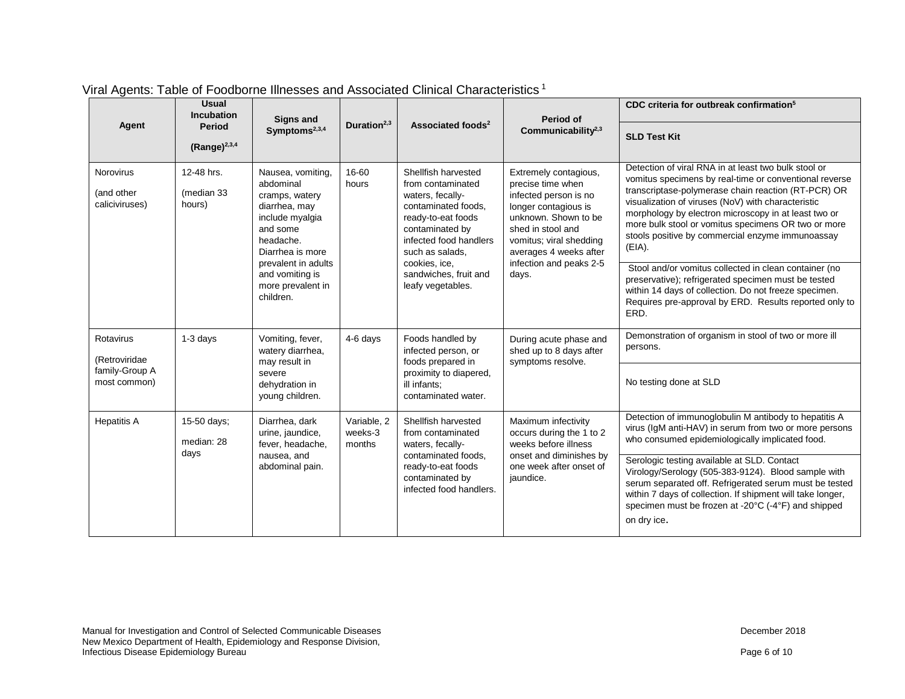Viral Agents: Table of Foodborne Illnesses and Associated Clinical Characteristics [1]

| Agent | Usual Incubation Period (Range)[2,3,4] | Signs and Symptoms[2,3,4] | Duration[2,3] | Associated foods[2] | Period of Communicability[2,3] | CDC criteria for outbreak confirmation[5] / SLD Test Kit |
|---|---|---|---|---|---|---|
| Norovirus (and other caliciviruses) | 12-48 hrs. (median 33 hours) | Nausea, vomiting, abdominal cramps, watery diarrhea, may include myalgia and some headache. Diarrhea is more prevalent in adults and vomiting is more prevalent in children. | 16-60 hours | Shellfish harvested from contaminated waters, fecally-contaminated foods, ready-to-eat foods contaminated by infected food handlers such as salads, cookies, ice, sandwiches, fruit and leafy vegetables. | Extremely contagious, precise time when infected person is no longer contagious is unknown. Shown to be shed in stool and vomitus; viral shedding averages 4 weeks after infection and peaks 2-5 days. | **CDC criteria:** Detection of viral RNA in at least two bulk stool or vomitus specimens by real-time or conventional reverse transcriptase-polymerase chain reaction (RT-PCR) OR visualization of viruses (NoV) with characteristic morphology by electron microscopy in at least two or more bulk stool or vomitus specimens OR two or more stools positive by commercial enzyme immunoassay (EIA). **SLD Test Kit:** Stool and/or vomitus collected in clean container (no preservative); refrigerated specimen must be tested within 14 days of collection. Do not freeze specimen. Requires pre-approval by ERD. Results reported only to ERD. |
| Rotavirus (Retroviridae family-Group A most common) | 1-3 days | Vomiting, fever, watery diarrhea, may result in severe dehydration in young children. | 4-6 days | Foods handled by infected person, or foods prepared in proximity to diapered, ill infants; contaminated water. | During acute phase and shed up to 8 days after symptoms resolve. | **CDC criteria:** Demonstration of organism in stool of two or more ill persons. **SLD Test Kit:** No testing done at SLD |
| Hepatitis A | 15-50 days; median: 28 days | Diarrhea, dark urine, jaundice, fever, headache, nausea, and abdominal pain. | Variable, 2 weeks-3 months | Shellfish harvested from contaminated waters, fecally-contaminated foods, ready-to-eat foods contaminated by infected food handlers. | Maximum infectivity occurs during the 1 to 2 weeks before illness onset and diminishes by one week after onset of jaundice. | **CDC criteria:** Detection of immunoglobulin M antibody to hepatitis A virus (IgM anti-HAV) in serum from two or more persons who consumed epidemiologically implicated food. **SLD Test Kit:** Serologic testing available at SLD. Contact Virology/Serology (505-383-9124). Blood sample with serum separated off. Refrigerated serum must be tested within 7 days of collection. If shipment will take longer, specimen must be frozen at -20°C (-4°F) and shipped on dry ice. |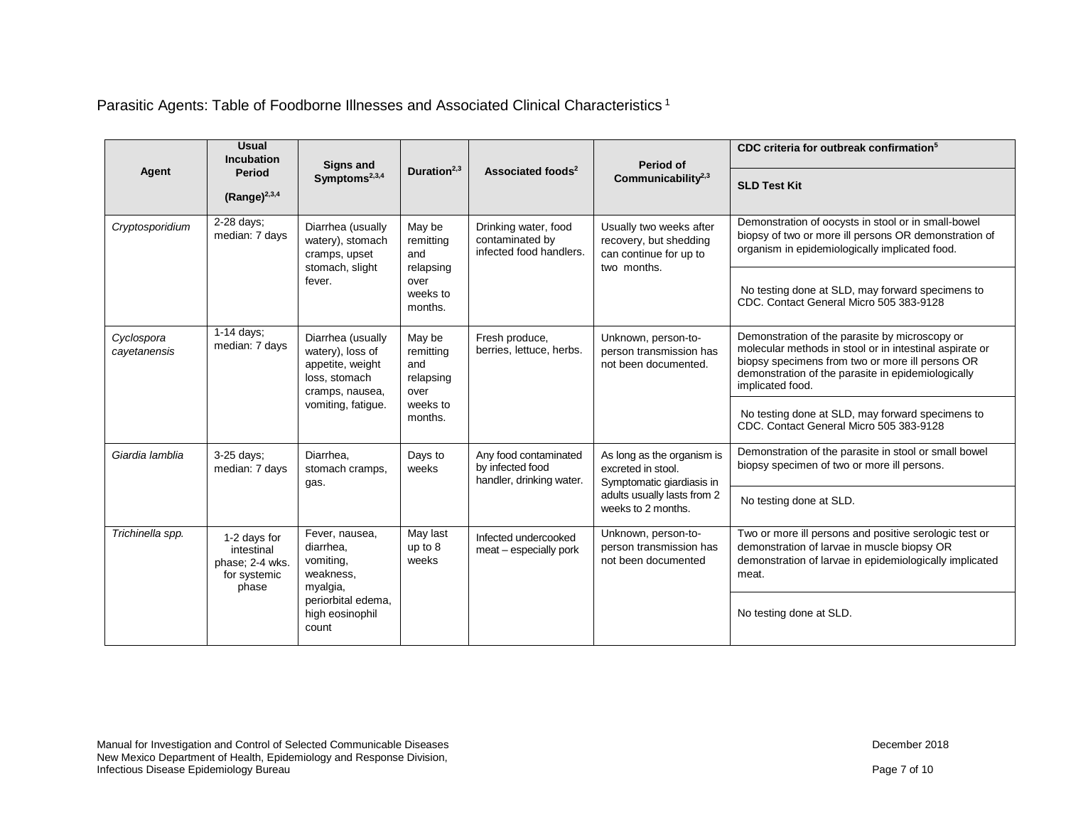Parasitic Agents: Table of Foodborne Illnesses and Associated Clinical Characteristics [1]

| Agent | Usual Incubation Period (Range)[2,3,4] | Signs and Symptoms[2,3,4] | Duration[2,3] | Associated foods[2] | Period of Communicability[2,3] | CDC criteria for outbreak confirmation[5] |
|---|---|---|---|---|---|---|
| | | | | | | SLD Test Kit |
| *Cryptosporidium* | 2-28 days; median: 7 days | Diarrhea (usually watery), stomach cramps, upset stomach, slight fever. | May be remitting and relapsing over weeks to months. | Drinking water, food contaminated by infected food handlers. | Usually two weeks after recovery, but shedding can continue for up to two months. | Demonstration of oocysts in stool or in small-bowel biopsy of two or more ill persons OR demonstration of organism in epidemiologically implicated food. |
| | | | | | | No testing done at SLD, may forward specimens to CDC. Contact General Micro 505 383-9128 |
| *Cyclospora cayetanensis* | 1-14 days; median: 7 days | Diarrhea (usually watery), loss of appetite, weight loss, stomach cramps, nausea, vomiting, fatigue. | May be remitting and relapsing over weeks to months. | Fresh produce, berries, lettuce, herbs. | Unknown, person-to-person transmission has not been documented. | Demonstration of the parasite by microscopy or molecular methods in stool or in intestinal aspirate or biopsy specimens from two or more ill persons OR demonstration of the parasite in epidemiologically implicated food. |
| | | | | | | No testing done at SLD, may forward specimens to CDC. Contact General Micro 505 383-9128 |
| *Giardia lamblia* | 3-25 days; median: 7 days | Diarrhea, stomach cramps, gas. | Days to weeks | Any food contaminated by infected food handler, drinking water. | As long as the organism is excreted in stool. Symptomatic giardiasis in adults usually lasts from 2 weeks to 2 months. | Demonstration of the parasite in stool or small bowel biopsy specimen of two or more ill persons. |
| | | | | | | No testing done at SLD. |
| *Trichinella spp.* | 1-2 days for intestinal phase; 2-4 wks. for systemic phase | Fever, nausea, diarrhea, vomiting, weakness, myalgia, periorbital edema, high eosinophil count | May last up to 8 weeks | Infected undercooked meat – especially pork | Unknown, person-to-person transmission has not been documented | Two or more ill persons and positive serologic test or demonstration of larvae in muscle biopsy OR demonstration of larvae in epidemiologically implicated meat. |
| | | | | | | No testing done at SLD. |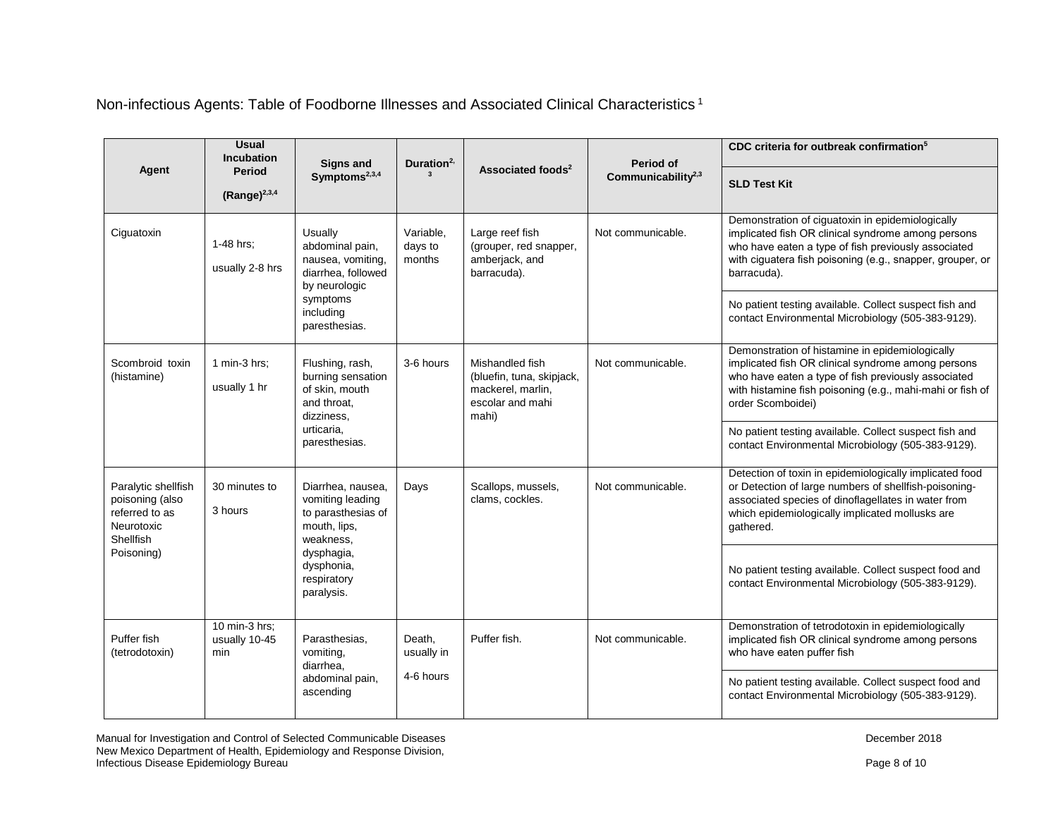Non-infectious Agents: Table of Foodborne Illnesses and Associated Clinical Characteristics [1]

| Agent | Usual Incubation Period (Range)[2,3,4] | Signs and Symptoms[2,3,4] | Duration[2,3] | Associated foods[2] | Period of Communicability[2,3] | CDC criteria for outbreak confirmation[5] / SLD Test Kit |
|---|---|---|---|---|---|---|
| Ciguatoxin | 1-48 hrs; usually 2-8 hrs | Usually abdominal pain, nausea, vomiting, diarrhea, followed by neurologic symptoms including paresthesias. | Variable, days to months | Large reef fish (grouper, red snapper, amberjack, and barracuda). | Not communicable. | Demonstration of ciguatoxin in epidemiologically implicated fish OR clinical syndrome among persons who have eaten a type of fish previously associated with ciguatera fish poisoning (e.g., snapper, grouper, or barracuda). |
| | | | | | | No patient testing available. Collect suspect fish and contact Environmental Microbiology (505-383-9129). |
| Scombroid toxin (histamine) | 1 min-3 hrs; usually 1 hr | Flushing, rash, burning sensation of skin, mouth and throat, dizziness, urticaria, paresthesias. | 3-6 hours | Mishandled fish (bluefin, tuna, skipjack, mackerel, marlin, escolar and mahi mahi) | Not communicable. | Demonstration of histamine in epidemiologically implicated fish OR clinical syndrome among persons who have eaten a type of fish previously associated with histamine fish poisoning (e.g., mahi-mahi or fish of order Scomboidei) |
| | | | | | | No patient testing available. Collect suspect fish and contact Environmental Microbiology (505-383-9129). |
| Paralytic shellfish poisoning (also referred to as Neurotoxic Shellfish Poisoning) | 30 minutes to 3 hours | Diarrhea, nausea, vomiting leading to parasthesias of mouth, lips, weakness, dysphagia, dysphonia, respiratory paralysis. | Days | Scallops, mussels, clams, cockles. | Not communicable. | Detection of toxin in epidemiologically implicated food or Detection of large numbers of shellfish-poisoning-associated species of dinoflagellates in water from which epidemiologically implicated mollusks are gathered. |
| | | | | | | No patient testing available. Collect suspect food and contact Environmental Microbiology (505-383-9129). |
| Puffer fish (tetrodotoxin) | 10 min-3 hrs; usually 10-45 min | Parasthesias, vomiting, diarrhea, abdominal pain, ascending | Death, usually in 4-6 hours | Puffer fish. | Not communicable. | Demonstration of tetrodotoxin in epidemiologically implicated fish OR clinical syndrome among persons who have eaten puffer fish |
| | | | | | | No patient testing available. Collect suspect food and contact Environmental Microbiology (505-383-9129). |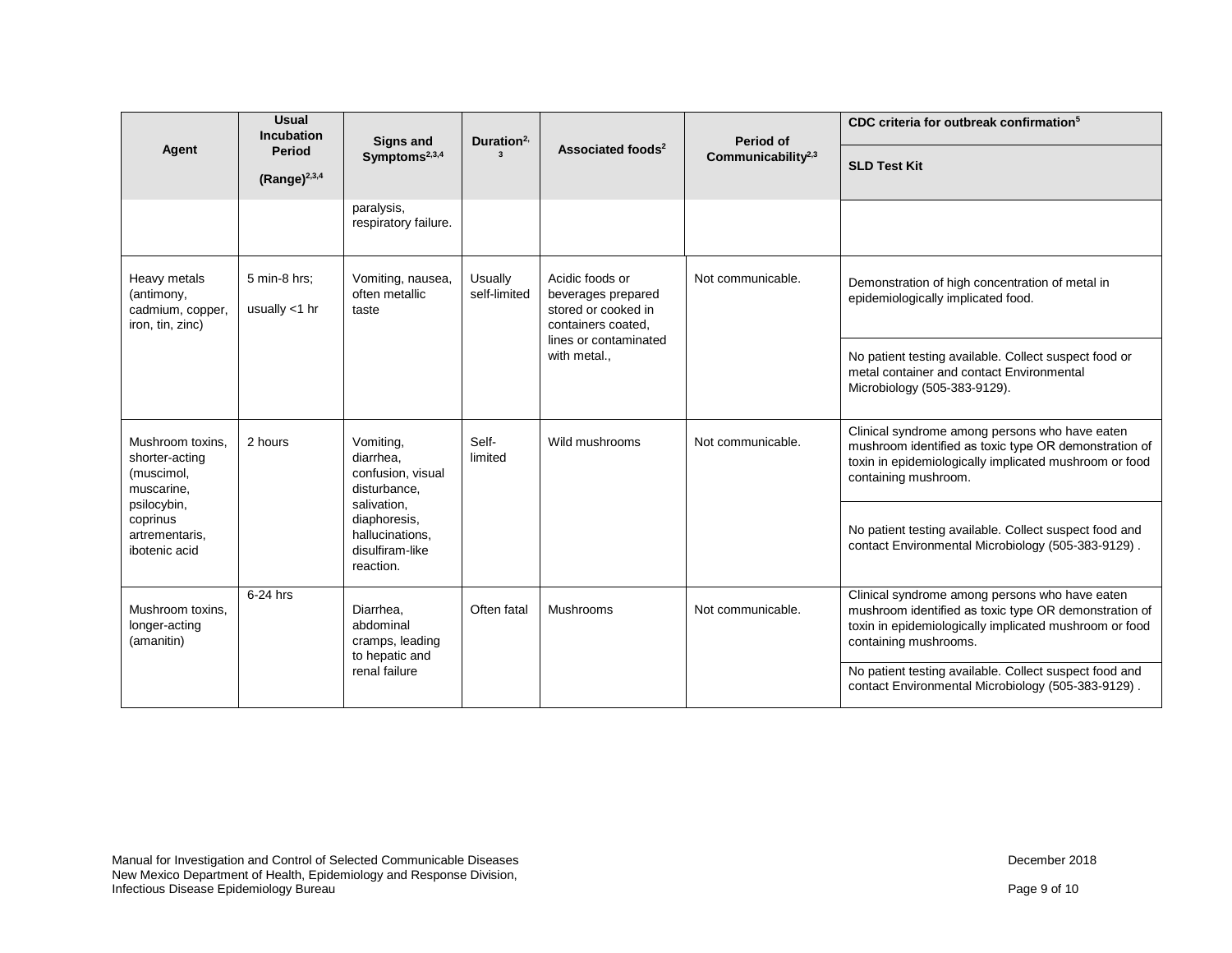| Agent | Usual Incubation Period (Range)[2,3,4] | Signs and Symptoms[2,3,4] | Duration[2,3] | Associated foods[2] | Period of Communicability[2,3] | CDC criteria for outbreak confirmation[5] |
|---|---|---|---|---|---|---|
| | | | | | | SLD Test Kit |
| | | paralysis, respiratory failure. | | | | |
| Heavy metals (antimony, cadmium, copper, iron, tin, zinc) | 5 min-8 hrs; usually <1 hr | Vomiting, nausea, often metallic taste | Usually self-limited | Acidic foods or beverages prepared stored or cooked in containers coated, lines or contaminated with metal., | Not communicable. | Demonstration of high concentration of metal in epidemiologically implicated food. |
| | | | | | | No patient testing available. Collect suspect food or metal container and contact Environmental Microbiology (505-383-9129). |
| Mushroom toxins, shorter-acting (muscimol, muscarine, psilocybin, coprinus artrementaris, ibotenic acid | 2 hours | Vomiting, diarrhea, confusion, visual disturbance, salivation, diaphoresis, hallucinations, disulfiram-like reaction. | Self-limited | Wild mushrooms | Not communicable. | Clinical syndrome among persons who have eaten mushroom identified as toxic type OR demonstration of toxin in epidemiologically implicated mushroom or food containing mushroom. |
| | | | | | | No patient testing available. Collect suspect food and contact Environmental Microbiology (505-383-9129) . |
| Mushroom toxins, longer-acting (amanitin) | 6-24 hrs | Diarrhea, abdominal cramps, leading to hepatic and renal failure | Often fatal | Mushrooms | Not communicable. | Clinical syndrome among persons who have eaten mushroom identified as toxic type OR demonstration of toxin in epidemiologically implicated mushroom or food containing mushrooms. |
| | | | | | | No patient testing available. Collect suspect food and contact Environmental Microbiology (505-383-9129) . |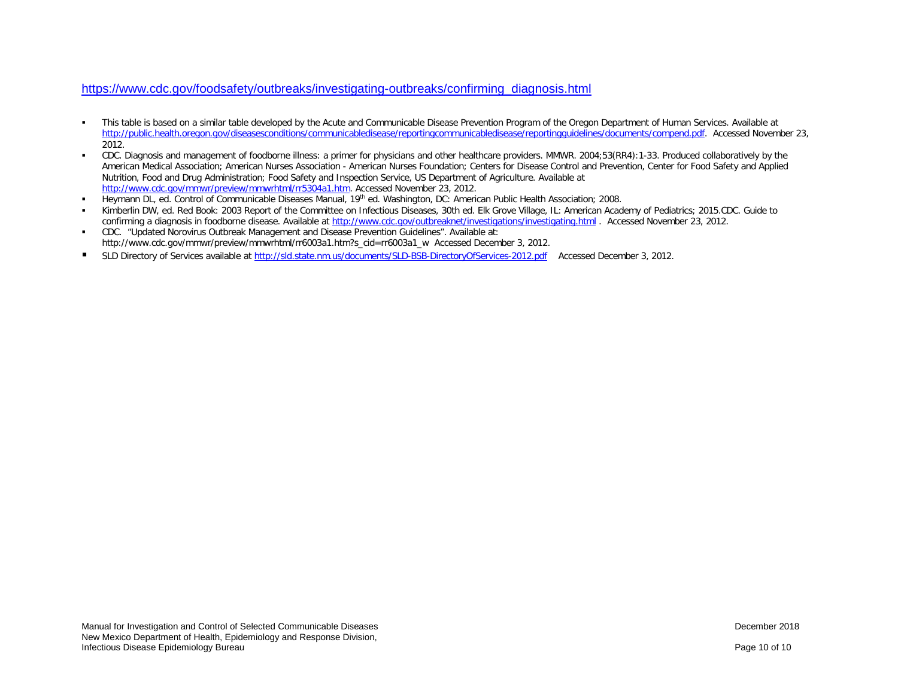https://www.cdc.gov/foodsafety/outbreaks/investigating-outbreaks/confirming_diagnosis.html

- This table is based on a similar table developed by the Acute and Communicable Disease Prevention Program of the Oregon Department of Human Services. Available at http://public.health.oregon.gov/diseasesconditions/communicabledisease/reportingcommunicabledisease/reportingguidelines/documents/compend.pdf. Accessed November 23, 2012.
- CDC. Diagnosis and management of foodborne illness: a primer for physicians and other healthcare providers. MMWR. 2004;53(RR4):1-33. Produced collaboratively by the American Medical Association; American Nurses Association - American Nurses Foundation; Centers for Disease Control and Prevention, Center for Food Safety and Applied Nutrition, Food and Drug Administration; Food Safety and Inspection Service, US Department of Agriculture. Available at http://www.cdc.gov/mmwr/preview/mmwrhtml/rr5304a1.htm. Accessed November 23, 2012.
- Heymann DL, ed. Control of Communicable Diseases Manual, 19th ed. Washington, DC: American Public Health Association; 2008.
- Kimberlin DW, ed. Red Book: 2003 Report of the Committee on Infectious Diseases, 30th ed. Elk Grove Village, IL: American Academy of Pediatrics; 2015.CDC. Guide to confirming a diagnosis in foodborne disease. Available at http://www.cdc.gov/outbreaknet/investigations/investigating.html . Accessed November 23, 2012.
- CDC. "Updated Norovirus Outbreak Management and Disease Prevention Guidelines". Available at: http://www.cdc.gov/mmwr/preview/mmwrhtml/rr6003a1.htm?s_cid=rr6003a1_w Accessed December 3, 2012.
- SLD Directory of Services available at http://sld.state.nm.us/documents/SLD-BSB-DirectoryOfServices-2012.pdf Accessed December 3, 2012.